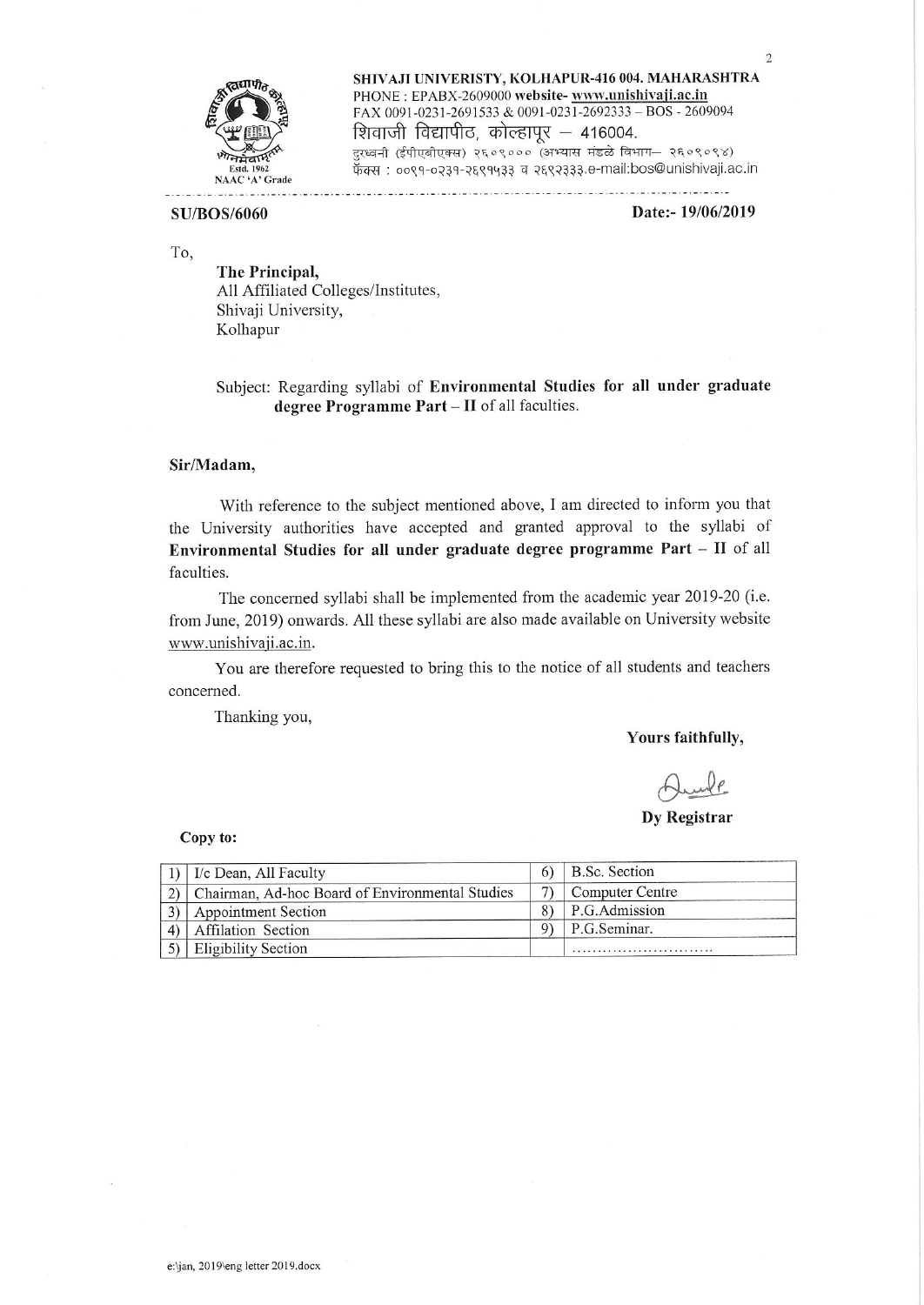**SHIVAJI UNIVERISTY, KOLHAPUR-416 004. MAHARASHTRA**
PHONE : EPABX-2609000 **website- www.unishivaji.ac.in**
FAX 0091-0231-2691533 & 0091-0231-2692333 – BOS - 2609094
शिवाजी विद्यापीठ, कोल्हापूर – 416004.
दुरध्वनी (ईपीएबीएक्स) २६०९००० (अभ्यास मंडळे विभाग– २६०९०९४)
फॅक्स : ००९१-०२३१-२६९१५३३ व २६९२३३३.e-mail:bos@unishivaji.ac.in

Estd. 1962
NAAC 'A' Grade

**SU/BOS/6060** **Date:- 19/06/2019**

To,

**The Principal,**
All Affiliated Colleges/Institutes,
Shivaji University,
Kolhapur

Subject: Regarding syllabi of **Environmental Studies for all under graduate degree Programme Part – II** of all faculties.

**Sir/Madam,**

With reference to the subject mentioned above, I am directed to inform you that the University authorities have accepted and granted approval to the syllabi of **Environmental Studies for all under graduate degree programme Part – II** of all faculties.

The concerned syllabi shall be implemented from the academic year 2019-20 (i.e. from June, 2019) onwards. All these syllabi are also made available on University website www.unishivaji.ac.in.

You are therefore requested to bring this to the notice of all students and teachers concerned.

Thanking you,

**Yours faithfully,**

**Dy Registrar**

**Copy to:**

| | | | |
|---|---|---|---|
| 1) | I/c Dean, All Faculty | 6) | B.Sc. Section |
| 2) | Chairman, Ad-hoc Board of Environmental Studies | 7) | Computer Centre |
| 3) | Appointment Section | 8) | P.G.Admission |
| 4) | Affilation Section | 9) | P.G.Seminar. |
| 5) | Eligibility Section | | ......................... |

e:\jan, 2019\eng letter 2019.docx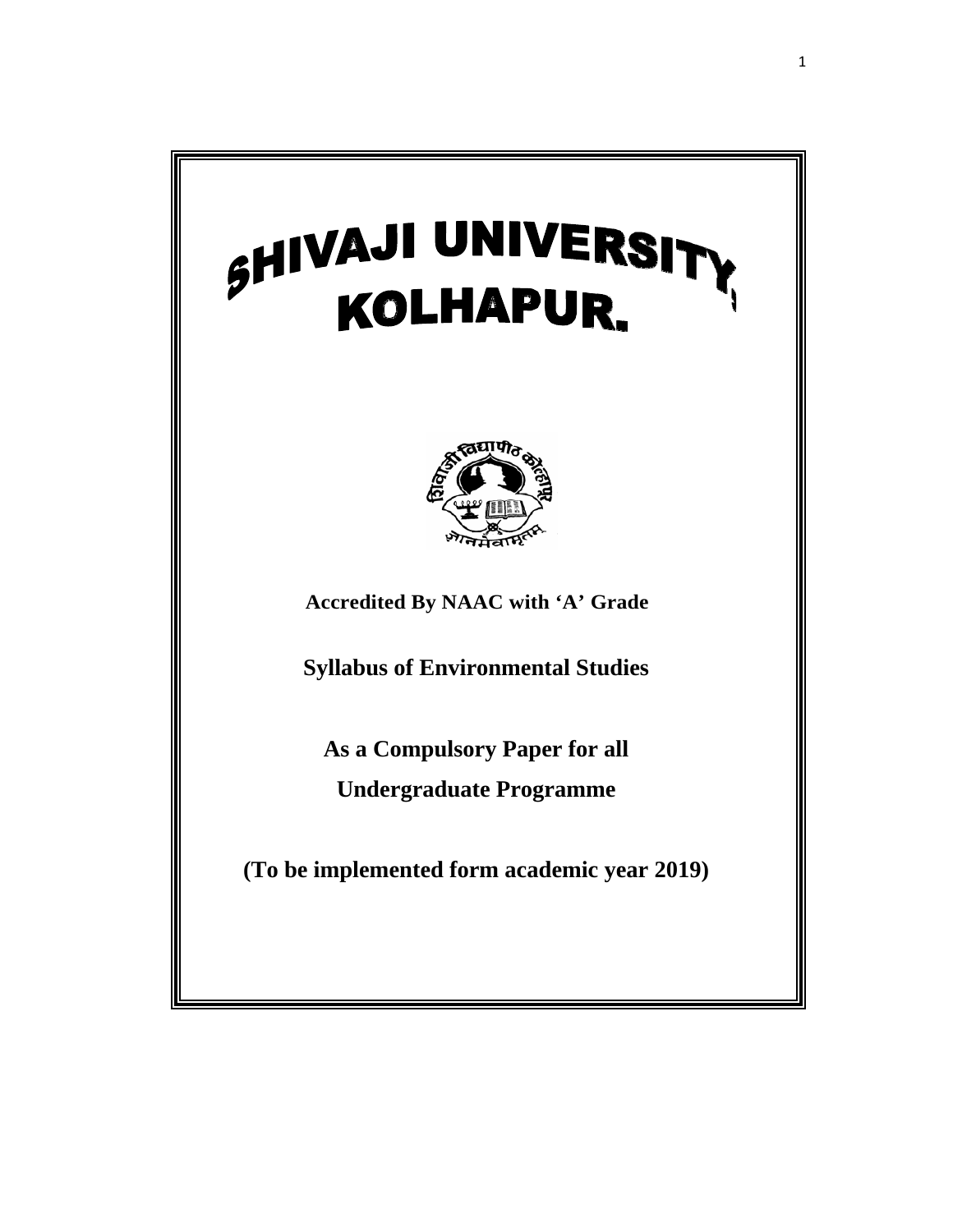# SHIVAJI UNIVERSITY, KOLHAPUR.

**Accredited By NAAC with 'A' Grade**

**Syllabus of Environmental Studies**

**As a Compulsory Paper for all**

**Undergraduate Programme**

**(To be implemented form academic year 2019)**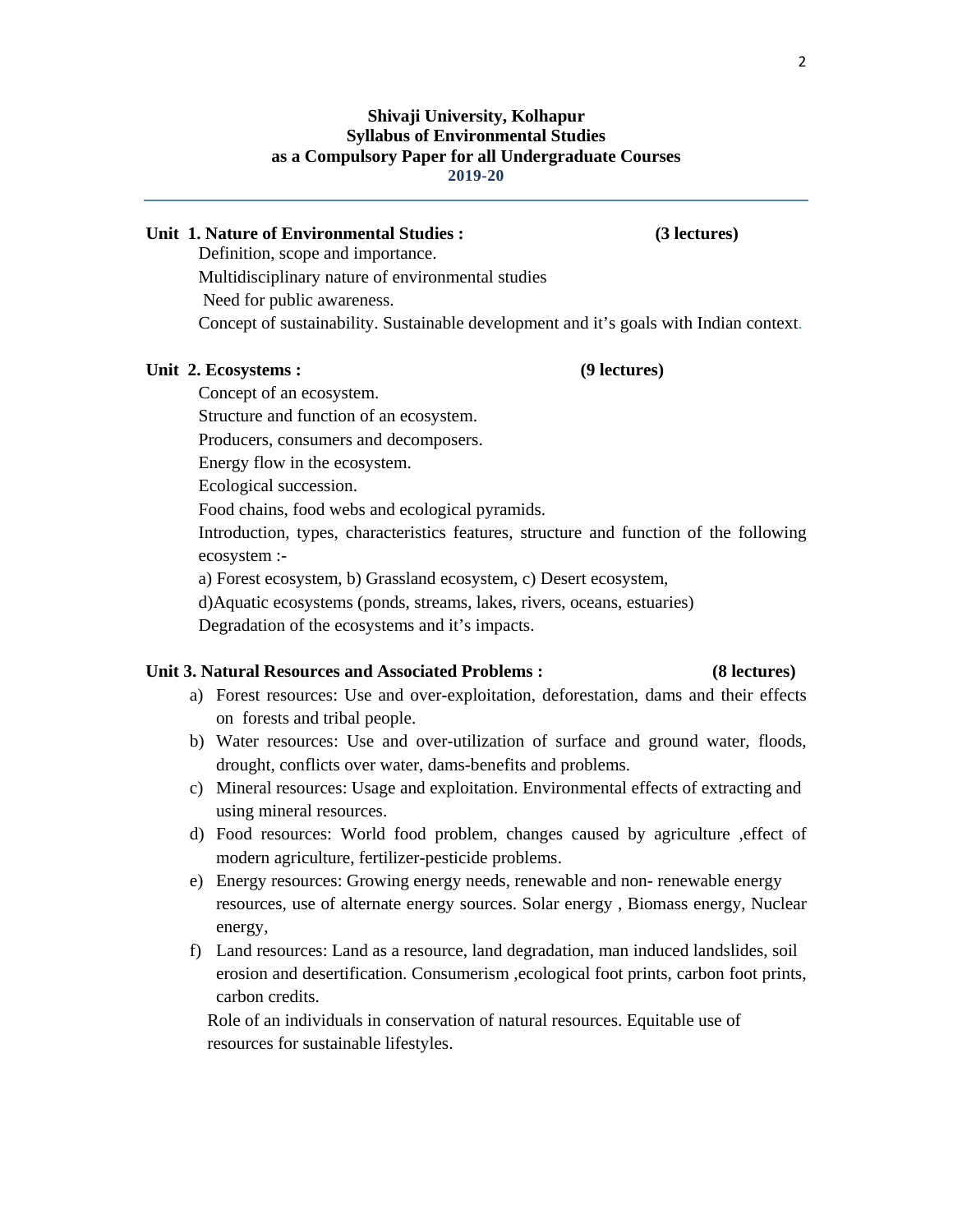**Shivaji University, Kolhapur**
**Syllabus of Environmental Studies**
**as a Compulsory Paper for all Undergraduate Courses**
**2019-20**

---

**Unit 1. Nature of Environmental Studies : (3 lectures)**

Definition, scope and importance.

Multidisciplinary nature of environmental studies

Need for public awareness.

Concept of sustainability. Sustainable development and it's goals with Indian context.

**Unit 2. Ecosystems : (9 lectures)**

Concept of an ecosystem.

Structure and function of an ecosystem.

Producers, consumers and decomposers.

Energy flow in the ecosystem.

Ecological succession.

Food chains, food webs and ecological pyramids.

Introduction, types, characteristics features, structure and function of the following ecosystem :-

a) Forest ecosystem, b) Grassland ecosystem, c) Desert ecosystem,

d)Aquatic ecosystems (ponds, streams, lakes, rivers, oceans, estuaries)

Degradation of the ecosystems and it's impacts.

**Unit 3. Natural Resources and Associated Problems : (8 lectures)**

a) Forest resources: Use and over-exploitation, deforestation, dams and their effects on forests and tribal people.
b) Water resources: Use and over-utilization of surface and ground water, floods, drought, conflicts over water, dams-benefits and problems.
c) Mineral resources: Usage and exploitation. Environmental effects of extracting and using mineral resources.
d) Food resources: World food problem, changes caused by agriculture ,effect of modern agriculture, fertilizer-pesticide problems.
e) Energy resources: Growing energy needs, renewable and non- renewable energy resources, use of alternate energy sources. Solar energy , Biomass energy, Nuclear energy,
f) Land resources: Land as a resource, land degradation, man induced landslides, soil erosion and desertification. Consumerism ,ecological foot prints, carbon foot prints, carbon credits.

Role of an individuals in conservation of natural resources. Equitable use of resources for sustainable lifestyles.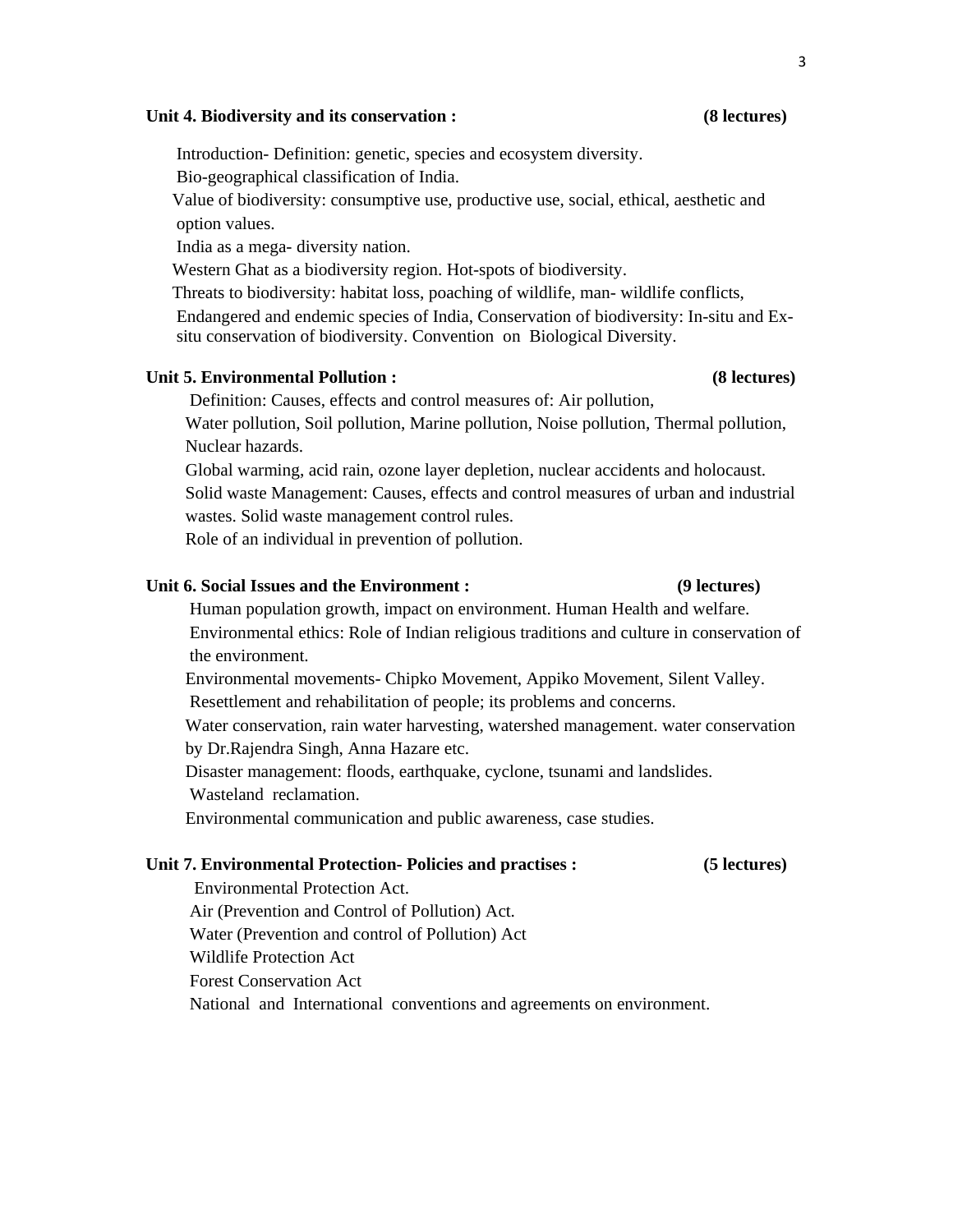**Unit 4. Biodiversity and its conservation : (8 lectures)**

Introduction- Definition: genetic, species and ecosystem diversity.
Bio-geographical classification of India.
Value of biodiversity: consumptive use, productive use, social, ethical, aesthetic and option values.
India as a mega- diversity nation.
Western Ghat as a biodiversity region. Hot-spots of biodiversity.
Threats to biodiversity: habitat loss, poaching of wildlife, man- wildlife conflicts, Endangered and endemic species of India, Conservation of biodiversity: In-situ and Ex-situ conservation of biodiversity. Convention on Biological Diversity.

**Unit 5. Environmental Pollution : (8 lectures)**

Definition: Causes, effects and control measures of: Air pollution,
Water pollution, Soil pollution, Marine pollution, Noise pollution, Thermal pollution, Nuclear hazards.
Global warming, acid rain, ozone layer depletion, nuclear accidents and holocaust.
Solid waste Management: Causes, effects and control measures of urban and industrial wastes. Solid waste management control rules.
Role of an individual in prevention of pollution.

**Unit 6. Social Issues and the Environment : (9 lectures)**

Human population growth, impact on environment. Human Health and welfare.
Environmental ethics: Role of Indian religious traditions and culture in conservation of the environment.
Environmental movements- Chipko Movement, Appiko Movement, Silent Valley.
Resettlement and rehabilitation of people; its problems and concerns.
Water conservation, rain water harvesting, watershed management. water conservation by Dr.Rajendra Singh, Anna Hazare etc.
Disaster management: floods, earthquake, cyclone, tsunami and landslides.
Wasteland reclamation.
Environmental communication and public awareness, case studies.

**Unit 7. Environmental Protection- Policies and practises : (5 lectures)**

Environmental Protection Act.
Air (Prevention and Control of Pollution) Act.
Water (Prevention and control of Pollution) Act
Wildlife Protection Act
Forest Conservation Act
National and International conventions and agreements on environment.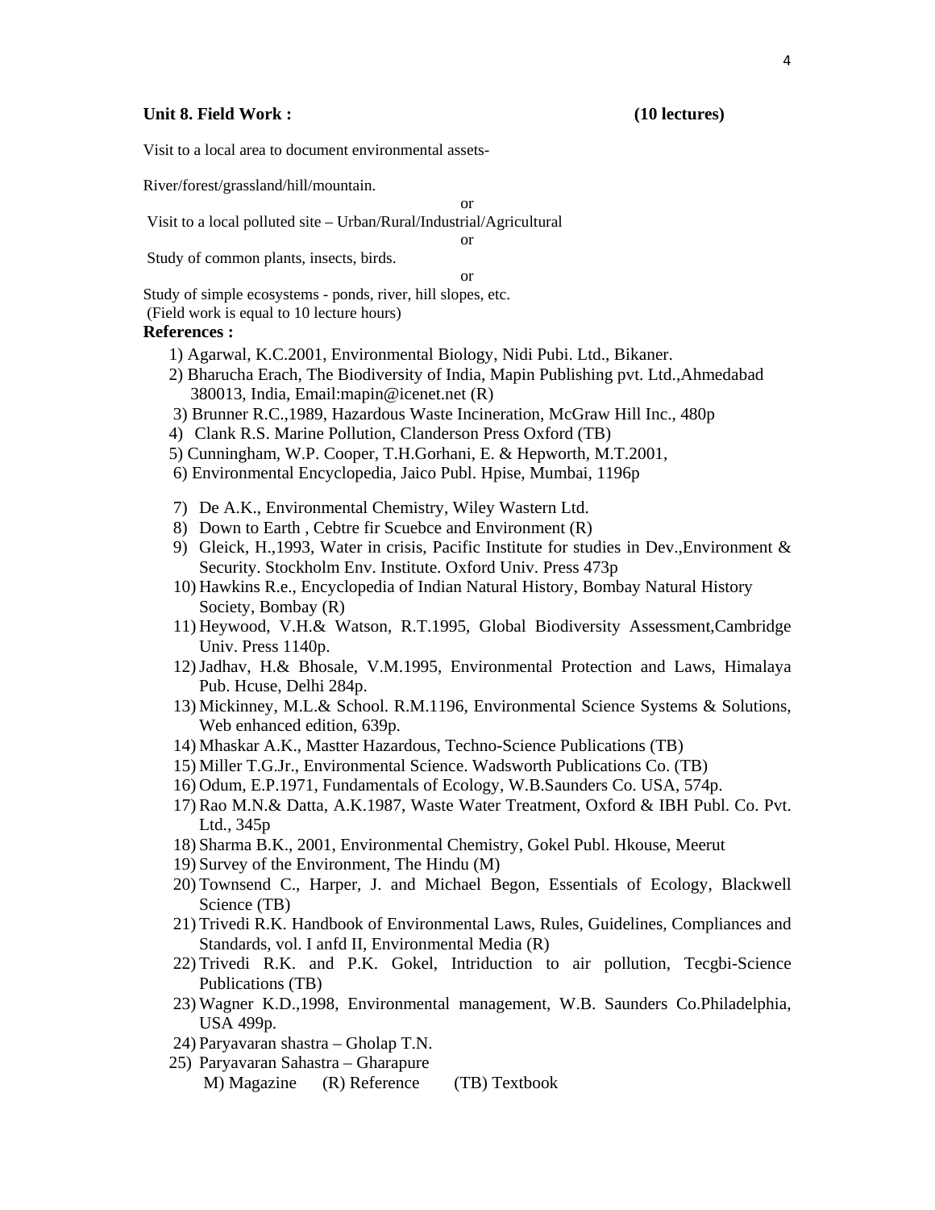**Unit 8. Field Work : (10 lectures)**

Visit to a local area to document environmental assets-

River/forest/grassland/hill/mountain.

or

Visit to a local polluted site – Urban/Rural/Industrial/Agricultural

or

Study of common plants, insects, birds.

or

Study of simple ecosystems - ponds, river, hill slopes, etc.
(Field work is equal to 10 lecture hours)

**References :**

1) Agarwal, K.C.2001, Environmental Biology, Nidi Pubi. Ltd., Bikaner.
2) Bharucha Erach, The Biodiversity of India, Mapin Publishing pvt. Ltd.,Ahmedabad 380013, India, Email:mapin@icenet.net (R)
3) Brunner R.C.,1989, Hazardous Waste Incineration, McGraw Hill Inc., 480p
4) Clank R.S. Marine Pollution, Clanderson Press Oxford (TB)
5) Cunningham, W.P. Cooper, T.H.Gorhani, E. & Hepworth, M.T.2001,
6) Environmental Encyclopedia, Jaico Publ. Hpise, Mumbai, 1196p
7) De A.K., Environmental Chemistry, Wiley Wastern Ltd.
8) Down to Earth , Cebtre fir Scuebce and Environment (R)
9) Gleick, H.,1993, Water in crisis, Pacific Institute for studies in Dev.,Environment & Security. Stockholm Env. Institute. Oxford Univ. Press 473p
10) Hawkins R.e., Encyclopedia of Indian Natural History, Bombay Natural History Society, Bombay (R)
11) Heywood, V.H.& Watson, R.T.1995, Global Biodiversity Assessment,Cambridge Univ. Press 1140p.
12) Jadhav, H.& Bhosale, V.M.1995, Environmental Protection and Laws, Himalaya Pub. Hcuse, Delhi 284p.
13) Mickinney, M.L.& School. R.M.1196, Environmental Science Systems & Solutions, Web enhanced edition, 639p.
14) Mhaskar A.K., Mastter Hazardous, Techno-Science Publications (TB)
15) Miller T.G.Jr., Environmental Science. Wadsworth Publications Co. (TB)
16) Odum, E.P.1971, Fundamentals of Ecology, W.B.Saunders Co. USA, 574p.
17) Rao M.N.& Datta, A.K.1987, Waste Water Treatment, Oxford & IBH Publ. Co. Pvt. Ltd., 345p
18) Sharma B.K., 2001, Environmental Chemistry, Gokel Publ. Hkouse, Meerut
19) Survey of the Environment, The Hindu (M)
20) Townsend C., Harper, J. and Michael Begon, Essentials of Ecology, Blackwell Science (TB)
21) Trivedi R.K. Handbook of Environmental Laws, Rules, Guidelines, Compliances and Standards, vol. I anfd II, Environmental Media (R)
22) Trivedi R.K. and P.K. Gokel, Intriduction to air pollution, Tecgbi-Science Publications (TB)
23) Wagner K.D.,1998, Environmental management, W.B. Saunders Co.Philadelphia, USA 499p.
24) Paryavaran shastra – Gholap T.N.
25) Paryavaran Sahastra – Gharapure

M) Magazine (R) Reference (TB) Textbook